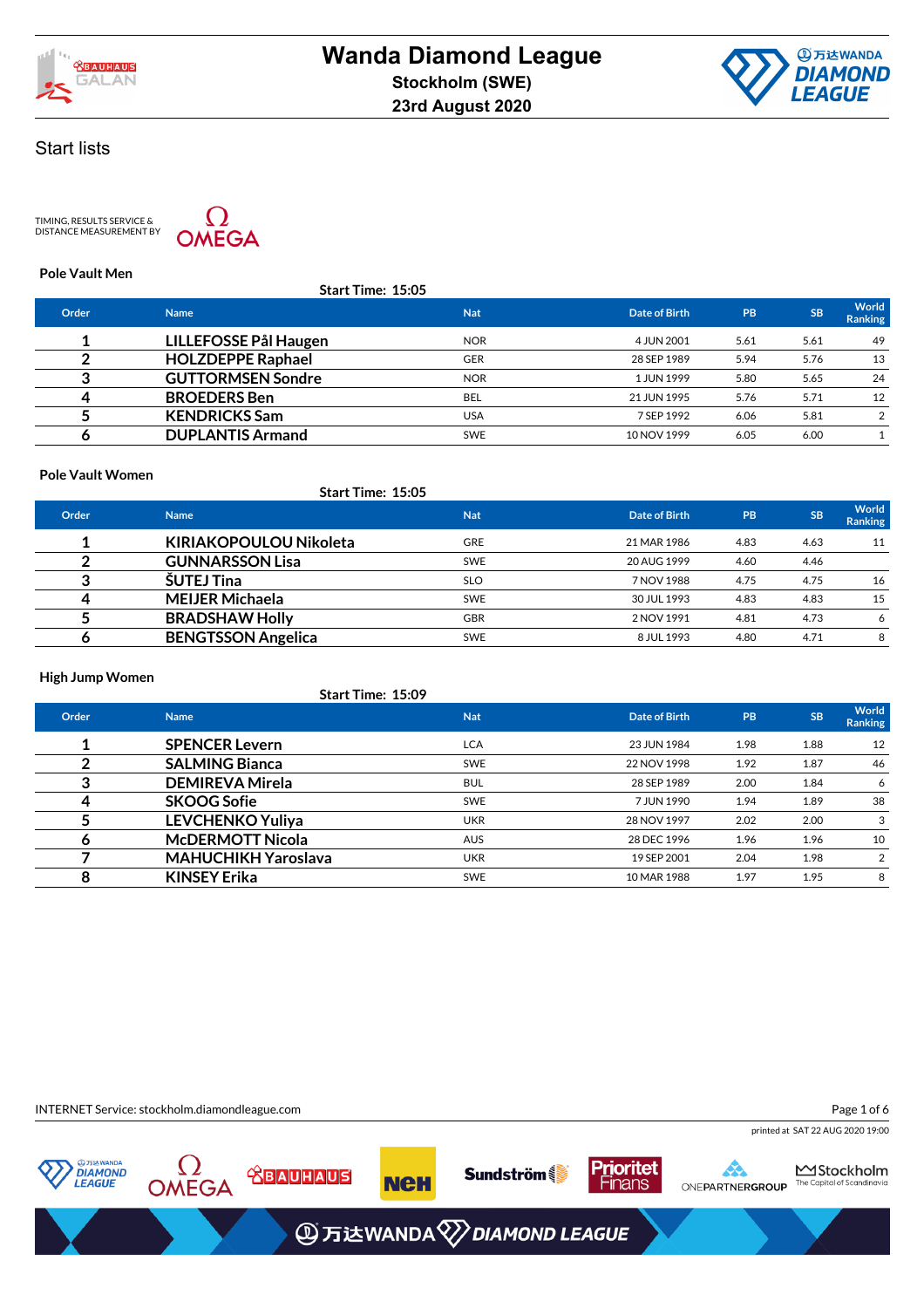# Wanda Diamond League

**Stockholm (SWE)**

**23rd August 2020**

## Start lists

TIMING, RESULTS SERVICE & DISTANCE MEASUREMENT BY OMEGA

### Pole Vault Men

**Start Time: 15:05**

| Order | Name | Nat | Date of Birth | PB | SB | World Ranking |
|---|---|---|---|---|---|---|
| 1 | LILLEFOSSE Pål Haugen | NOR | 4 JUN 2001 | 5.61 | 5.61 | 49 |
| 2 | HOLZDEPPE Raphael | GER | 28 SEP 1989 | 5.94 | 5.76 | 13 |
| 3 | GUTTORMSEN Sondre | NOR | 1 JUN 1999 | 5.80 | 5.65 | 24 |
| 4 | BROEDERS Ben | BEL | 21 JUN 1995 | 5.76 | 5.71 | 12 |
| 5 | KENDRICKS Sam | USA | 7 SEP 1992 | 6.06 | 5.81 | 2 |
| 6 | DUPLANTIS Armand | SWE | 10 NOV 1999 | 6.05 | 6.00 | 1 |

### Pole Vault Women

**Start Time: 15:05**

| Order | Name | Nat | Date of Birth | PB | SB | World Ranking |
|---|---|---|---|---|---|---|
| 1 | KIRIAKOPOULOU Nikoleta | GRE | 21 MAR 1986 | 4.83 | 4.63 | 11 |
| 2 | GUNNARSSON Lisa | SWE | 20 AUG 1999 | 4.60 | 4.46 | |
| 3 | ŠUTEJ Tina | SLO | 7 NOV 1988 | 4.75 | 4.75 | 16 |
| 4 | MEIJER Michaela | SWE | 30 JUL 1993 | 4.83 | 4.83 | 15 |
| 5 | BRADSHAW Holly | GBR | 2 NOV 1991 | 4.81 | 4.73 | 6 |
| 6 | BENGTSSON Angelica | SWE | 8 JUL 1993 | 4.80 | 4.71 | 8 |

### High Jump Women

**Start Time: 15:09**

| Order | Name | Nat | Date of Birth | PB | SB | World Ranking |
|---|---|---|---|---|---|---|
| 1 | SPENCER Levern | LCA | 23 JUN 1984 | 1.98 | 1.88 | 12 |
| 2 | SALMING Bianca | SWE | 22 NOV 1998 | 1.92 | 1.87 | 46 |
| 3 | DEMIREVA Mirela | BUL | 28 SEP 1989 | 2.00 | 1.84 | 6 |
| 4 | SKOOG Sofie | SWE | 7 JUN 1990 | 1.94 | 1.89 | 38 |
| 5 | LEVCHENKO Yuliya | UKR | 28 NOV 1997 | 2.02 | 2.00 | 3 |
| 6 | McDERMOTT Nicola | AUS | 28 DEC 1996 | 1.96 | 1.96 | 10 |
| 7 | MAHUCHIKH Yaroslava | UKR | 19 SEP 2001 | 2.04 | 1.98 | 2 |
| 8 | KINSEY Erika | SWE | 10 MAR 1988 | 1.97 | 1.95 | 8 |

INTERNET Service: stockholm.diamondleague.com

printed at SAT 22 AUG 2020 19:00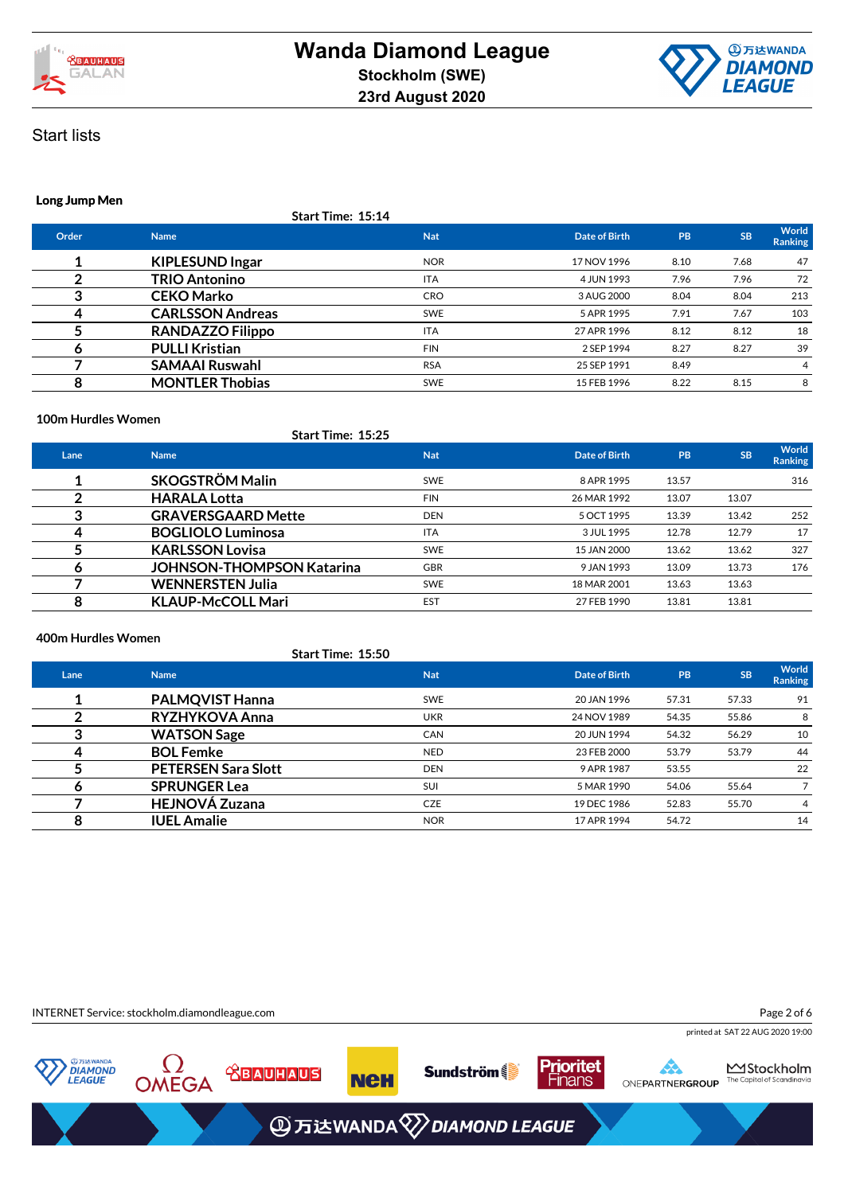# Wanda Diamond League

**Stockholm (SWE)**
**23rd August 2020**

Start lists

### Long Jump Men

Start Time: 15:14

| Order | Name | Nat | Date of Birth | PB | SB | World Ranking |
|---|---|---|---|---|---|---|
| 1 | KIPLESUND Ingar | NOR | 17 NOV 1996 | 8.10 | 7.68 | 47 |
| 2 | TRIO Antonino | ITA | 4 JUN 1993 | 7.96 | 7.96 | 72 |
| 3 | CEKO Marko | CRO | 3 AUG 2000 | 8.04 | 8.04 | 213 |
| 4 | CARLSSON Andreas | SWE | 5 APR 1995 | 7.91 | 7.67 | 103 |
| 5 | RANDAZZO Filippo | ITA | 27 APR 1996 | 8.12 | 8.12 | 18 |
| 6 | PULLI Kristian | FIN | 2 SEP 1994 | 8.27 | 8.27 | 39 |
| 7 | SAMAAI Ruswahl | RSA | 25 SEP 1991 | 8.49 | | 4 |
| 8 | MONTLER Thobias | SWE | 15 FEB 1996 | 8.22 | 8.15 | 8 |

### 100m Hurdles Women

Start Time: 15:25

| Lane | Name | Nat | Date of Birth | PB | SB | World Ranking |
|---|---|---|---|---|---|---|
| 1 | SKOGSTRÖM Malin | SWE | 8 APR 1995 | 13.57 | | 316 |
| 2 | HARALA Lotta | FIN | 26 MAR 1992 | 13.07 | 13.07 | |
| 3 | GRAVERSGAARD Mette | DEN | 5 OCT 1995 | 13.39 | 13.42 | 252 |
| 4 | BOGLIOLO Luminosa | ITA | 3 JUL 1995 | 12.78 | 12.79 | 17 |
| 5 | KARLSSON Lovisa | SWE | 15 JAN 2000 | 13.62 | 13.62 | 327 |
| 6 | JOHNSON-THOMPSON Katarina | GBR | 9 JAN 1993 | 13.09 | 13.73 | 176 |
| 7 | WENNERSTEN Julia | SWE | 18 MAR 2001 | 13.63 | 13.63 | |
| 8 | KLAUP-McCOLL Mari | EST | 27 FEB 1990 | 13.81 | 13.81 | |

### 400m Hurdles Women

Start Time: 15:50

| Lane | Name | Nat | Date of Birth | PB | SB | World Ranking |
|---|---|---|---|---|---|---|
| 1 | PALMQVIST Hanna | SWE | 20 JAN 1996 | 57.31 | 57.33 | 91 |
| 2 | RYZHYKOVA Anna | UKR | 24 NOV 1989 | 54.35 | 55.86 | 8 |
| 3 | WATSON Sage | CAN | 20 JUN 1994 | 54.32 | 56.29 | 10 |
| 4 | BOL Femke | NED | 23 FEB 2000 | 53.79 | 53.79 | 44 |
| 5 | PETERSEN Sara Slott | DEN | 9 APR 1987 | 53.55 | | 22 |
| 6 | SPRUNGER Lea | SUI | 5 MAR 1990 | 54.06 | 55.64 | 7 |
| 7 | HEJNOVÁ Zuzana | CZE | 19 DEC 1986 | 52.83 | 55.70 | 4 |
| 8 | IUEL Amalie | NOR | 17 APR 1994 | 54.72 | | 14 |

INTERNET Service: stockholm.diamondleague.com

printed at SAT 22 AUG 2020 19:00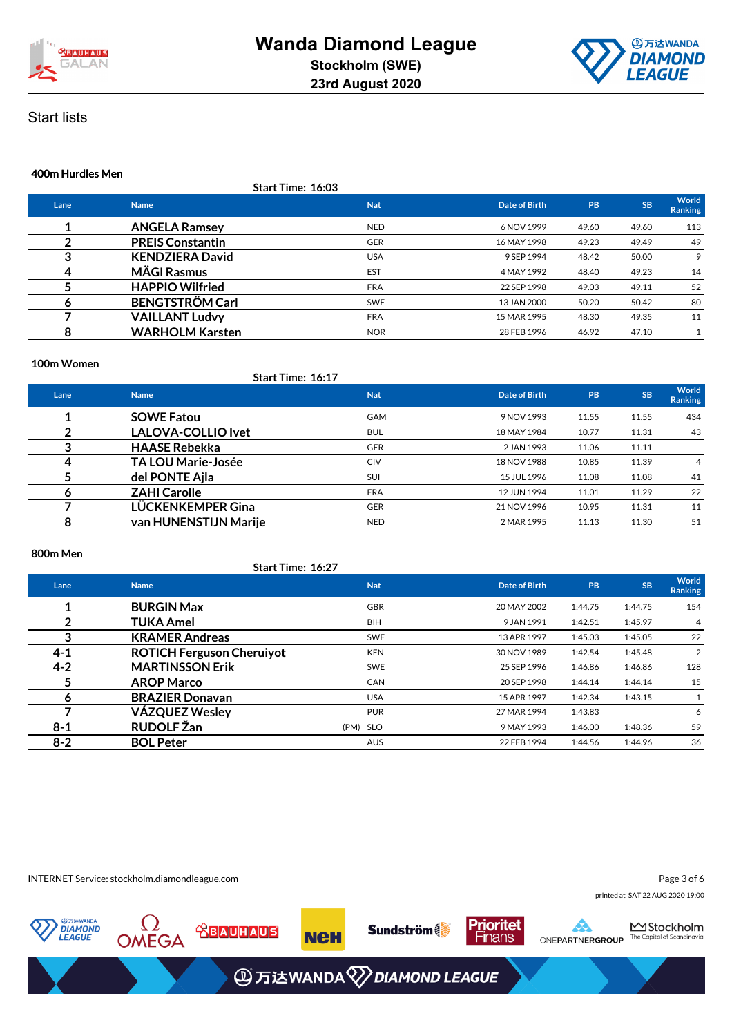# Wanda Diamond League

**Stockholm (SWE)**

**23rd August 2020**

## Start lists

### 400m Hurdles Men

**Start Time: 16:03**

| Lane | Name | Nat | Date of Birth | PB | SB | World Ranking |
|---|---|---|---|---|---|---|
| 1 | ANGELA Ramsey | NED | 6 NOV 1999 | 49.60 | 49.60 | 113 |
| 2 | PREIS Constantin | GER | 16 MAY 1998 | 49.23 | 49.49 | 49 |
| 3 | KENDZIERA David | USA | 9 SEP 1994 | 48.42 | 50.00 | 9 |
| 4 | MÄGI Rasmus | EST | 4 MAY 1992 | 48.40 | 49.23 | 14 |
| 5 | HAPPIO Wilfried | FRA | 22 SEP 1998 | 49.03 | 49.11 | 52 |
| 6 | BENGTSTRÖM Carl | SWE | 13 JAN 2000 | 50.20 | 50.42 | 80 |
| 7 | VAILLANT Ludvy | FRA | 15 MAR 1995 | 48.30 | 49.35 | 11 |
| 8 | WARHOLM Karsten | NOR | 28 FEB 1996 | 46.92 | 47.10 | 1 |

### 100m Women

**Start Time: 16:17**

| Lane | Name | Nat | Date of Birth | PB | SB | World Ranking |
|---|---|---|---|---|---|---|
| 1 | SOWE Fatou | GAM | 9 NOV 1993 | 11.55 | 11.55 | 434 |
| 2 | LALOVA-COLLIO Ivet | BUL | 18 MAY 1984 | 10.77 | 11.31 | 43 |
| 3 | HAASE Rebekka | GER | 2 JAN 1993 | 11.06 | 11.11 | |
| 4 | TA LOU Marie-Josée | CIV | 18 NOV 1988 | 10.85 | 11.39 | 4 |
| 5 | del PONTE Ajla | SUI | 15 JUL 1996 | 11.08 | 11.08 | 41 |
| 6 | ZAHI Carolle | FRA | 12 JUN 1994 | 11.01 | 11.29 | 22 |
| 7 | LÜCKENKEMPER Gina | GER | 21 NOV 1996 | 10.95 | 11.31 | 11 |
| 8 | van HUNENSTIJN Marije | NED | 2 MAR 1995 | 11.13 | 11.30 | 51 |

### 800m Men

**Start Time: 16:27**

| Lane | Name | Nat | Date of Birth | PB | SB | World Ranking |
|---|---|---|---|---|---|---|
| 1 | BURGIN Max | GBR | 20 MAY 2002 | 1:44.75 | 1:44.75 | 154 |
| 2 | TUKA Amel | BIH | 9 JAN 1991 | 1:42.51 | 1:45.97 | 4 |
| 3 | KRAMER Andreas | SWE | 13 APR 1997 | 1:45.03 | 1:45.05 | 22 |
| 4-1 | ROTICH Ferguson Cheruiyot | KEN | 30 NOV 1989 | 1:42.54 | 1:45.48 | 2 |
| 4-2 | MARTINSSON Erik | SWE | 25 SEP 1996 | 1:46.86 | 1:46.86 | 128 |
| 5 | AROP Marco | CAN | 20 SEP 1998 | 1:44.14 | 1:44.14 | 15 |
| 6 | BRAZIER Donavan | USA | 15 APR 1997 | 1:42.34 | 1:43.15 | 1 |
| 7 | VÁZQUEZ Wesley | PUR | 27 MAR 1994 | 1:43.83 | | 6 |
| 8-1 | RUDOLF Žan (PM) | SLO | 9 MAY 1993 | 1:46.00 | 1:48.36 | 59 |
| 8-2 | BOL Peter | AUS | 22 FEB 1994 | 1:44.56 | 1:44.96 | 36 |

INTERNET Service: stockholm.diamondleague.com

printed at SAT 22 AUG 2020 19:00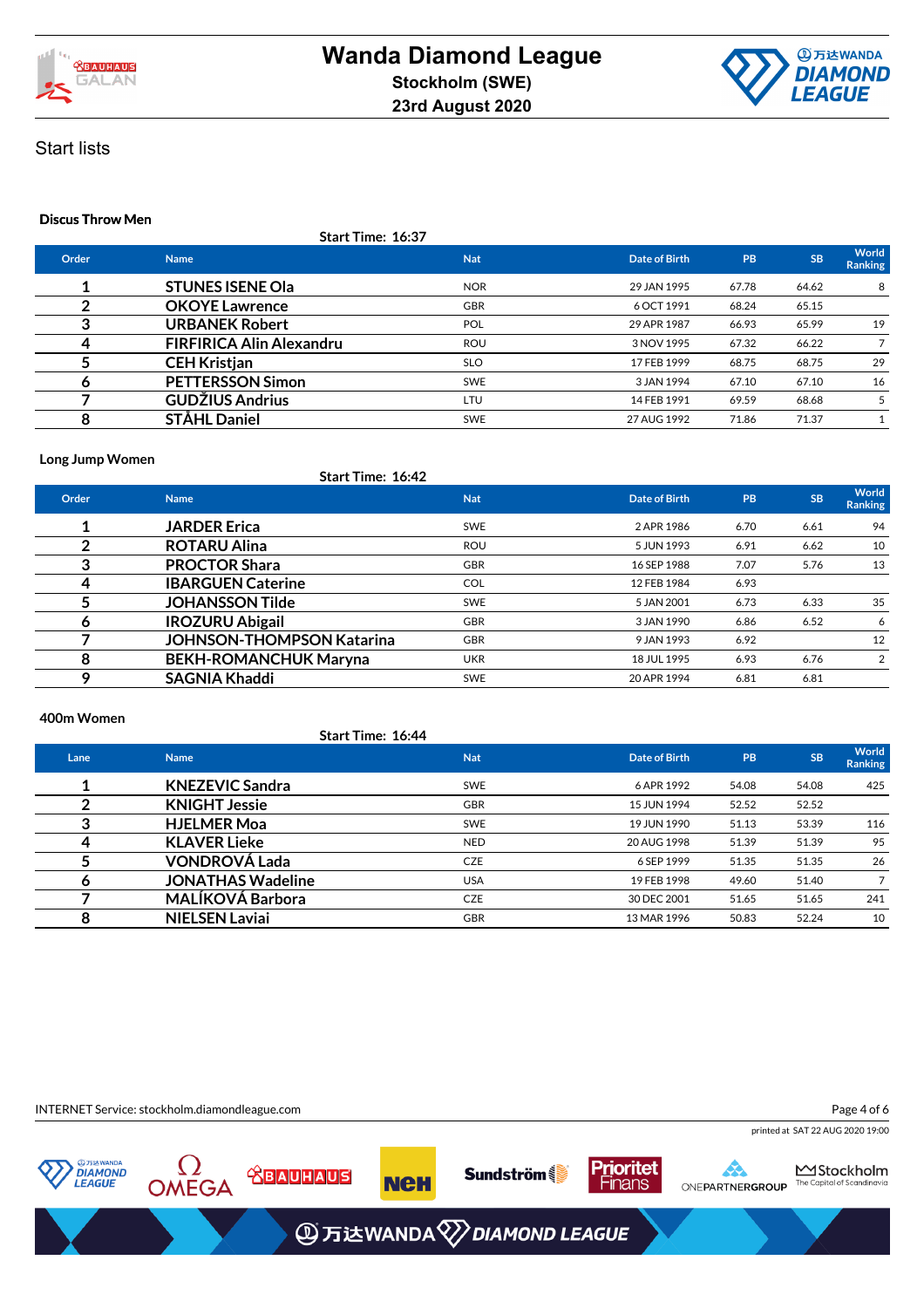# Wanda Diamond League

**Stockholm (SWE)**

**23rd August 2020**

## Start lists

### Discus Throw Men

**Start Time: 16:37**

| Order | Name | Nat | Date of Birth | PB | SB | World Ranking |
|---|---|---|---|---|---|---|
| 1 | STUNES ISENE Ola | NOR | 29 JAN 1995 | 67.78 | 64.62 | 8 |
| 2 | OKOYE Lawrence | GBR | 6 OCT 1991 | 68.24 | 65.15 | |
| 3 | URBANEK Robert | POL | 29 APR 1987 | 66.93 | 65.99 | 19 |
| 4 | FIRFIRICA Alin Alexandru | ROU | 3 NOV 1995 | 67.32 | 66.22 | 7 |
| 5 | CEH Kristjan | SLO | 17 FEB 1999 | 68.75 | 68.75 | 29 |
| 6 | PETTERSSON Simon | SWE | 3 JAN 1994 | 67.10 | 67.10 | 16 |
| 7 | GUDŽIUS Andrius | LTU | 14 FEB 1991 | 69.59 | 68.68 | 5 |
| 8 | STÅHL Daniel | SWE | 27 AUG 1992 | 71.86 | 71.37 | 1 |

### Long Jump Women

**Start Time: 16:42**

| Order | Name | Nat | Date of Birth | PB | SB | World Ranking |
|---|---|---|---|---|---|---|
| 1 | JARDER Erica | SWE | 2 APR 1986 | 6.70 | 6.61 | 94 |
| 2 | ROTARU Alina | ROU | 5 JUN 1993 | 6.91 | 6.62 | 10 |
| 3 | PROCTOR Shara | GBR | 16 SEP 1988 | 7.07 | 5.76 | 13 |
| 4 | IBARGUEN Caterine | COL | 12 FEB 1984 | 6.93 | | |
| 5 | JOHANSSON Tilde | SWE | 5 JAN 2001 | 6.73 | 6.33 | 35 |
| 6 | IROZURU Abigail | GBR | 3 JAN 1990 | 6.86 | 6.52 | 6 |
| 7 | JOHNSON-THOMPSON Katarina | GBR | 9 JAN 1993 | 6.92 | | 12 |
| 8 | BEKH-ROMANCHUK Maryna | UKR | 18 JUL 1995 | 6.93 | 6.76 | 2 |
| 9 | SAGNIA Khaddi | SWE | 20 APR 1994 | 6.81 | 6.81 | |

### 400m Women

**Start Time: 16:44**

| Lane | Name | Nat | Date of Birth | PB | SB | World Ranking |
|---|---|---|---|---|---|---|
| 1 | KNEZEVIC Sandra | SWE | 6 APR 1992 | 54.08 | 54.08 | 425 |
| 2 | KNIGHT Jessie | GBR | 15 JUN 1994 | 52.52 | 52.52 | |
| 3 | HJELMER Moa | SWE | 19 JUN 1990 | 51.13 | 53.39 | 116 |
| 4 | KLAVER Lieke | NED | 20 AUG 1998 | 51.39 | 51.39 | 95 |
| 5 | VONDROVÁ Lada | CZE | 6 SEP 1999 | 51.35 | 51.35 | 26 |
| 6 | JONATHAS Wadeline | USA | 19 FEB 1998 | 49.60 | 51.40 | 7 |
| 7 | MALÍKOVÁ Barbora | CZE | 30 DEC 2001 | 51.65 | 51.65 | 241 |
| 8 | NIELSEN Laviai | GBR | 13 MAR 1996 | 50.83 | 52.24 | 10 |

INTERNET Service: stockholm.diamondleague.com

printed at SAT 22 AUG 2020 19:00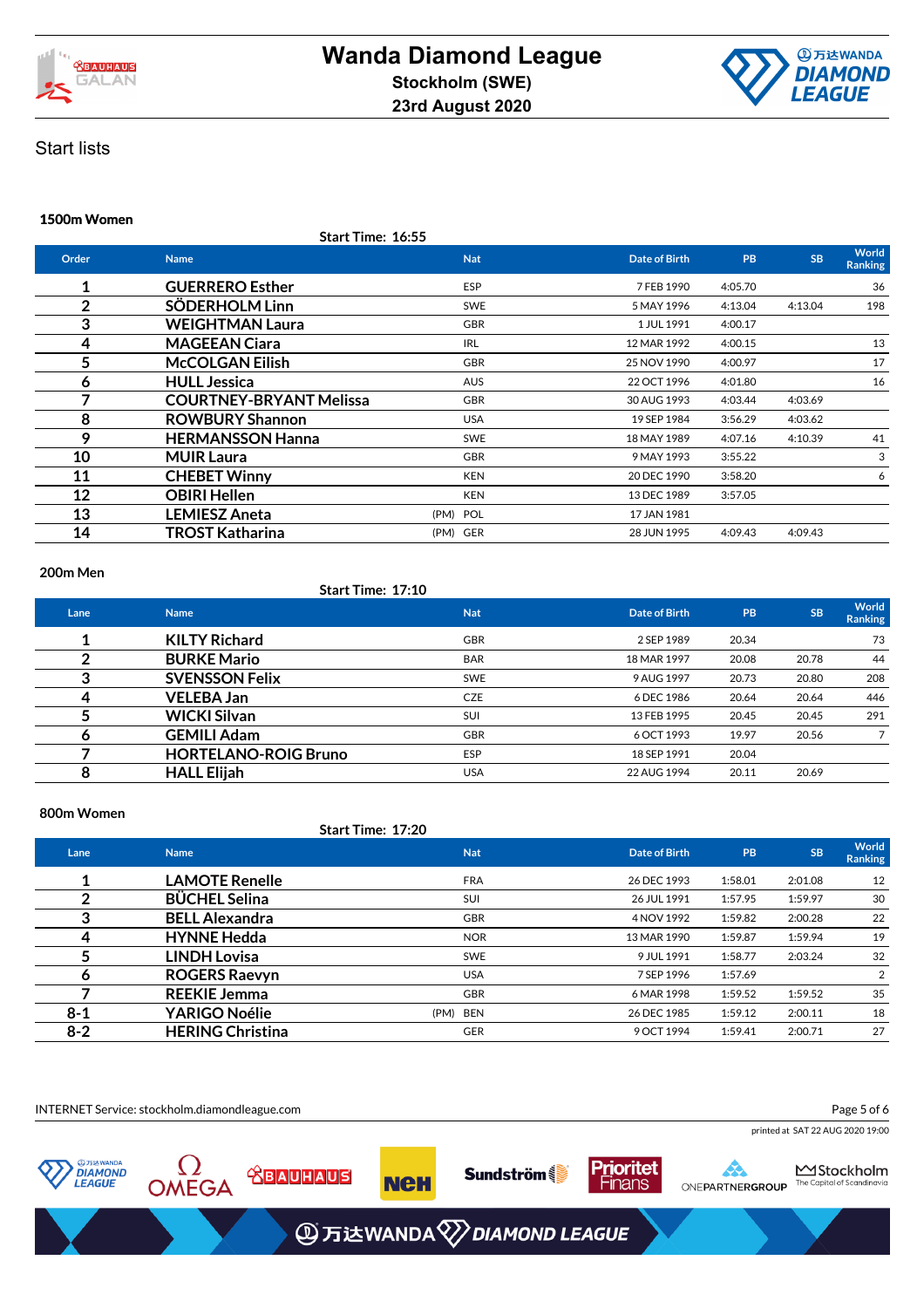# Wanda Diamond League

**Stockholm (SWE)**

**23rd August 2020**

## Start lists

### 1500m Women

Start Time: 16:55

| Order | Name | | Nat | Date of Birth | PB | SB | World Ranking |
|---|---|---|---|---|---|---|---|
| 1 | GUERRERO Esther | | ESP | 7 FEB 1990 | 4:05.70 | | 36 |
| 2 | SÖDERHOLM Linn | | SWE | 5 MAY 1996 | 4:13.04 | 4:13.04 | 198 |
| 3 | WEIGHTMAN Laura | | GBR | 1 JUL 1991 | 4:00.17 | | |
| 4 | MAGEEAN Ciara | | IRL | 12 MAR 1992 | 4:00.15 | | 13 |
| 5 | McCOLGAN Eilish | | GBR | 25 NOV 1990 | 4:00.97 | | 17 |
| 6 | HULL Jessica | | AUS | 22 OCT 1996 | 4:01.80 | | 16 |
| 7 | COURTNEY-BRYANT Melissa | | GBR | 30 AUG 1993 | 4:03.44 | 4:03.69 | |
| 8 | ROWBURY Shannon | | USA | 19 SEP 1984 | 3:56.29 | 4:03.62 | |
| 9 | HERMANSSON Hanna | | SWE | 18 MAY 1989 | 4:07.16 | 4:10.39 | 41 |
| 10 | MUIR Laura | | GBR | 9 MAY 1993 | 3:55.22 | | 3 |
| 11 | CHEBET Winny | | KEN | 20 DEC 1990 | 3:58.20 | | 6 |
| 12 | OBIRI Hellen | | KEN | 13 DEC 1989 | 3:57.05 | | |
| 13 | LEMIESZ Aneta | (PM) | POL | 17 JAN 1981 | | | |
| 14 | TROST Katharina | (PM) | GER | 28 JUN 1995 | 4:09.43 | 4:09.43 | |

### 200m Men

Start Time: 17:10

| Lane | Name | Nat | Date of Birth | PB | SB | World Ranking |
|---|---|---|---|---|---|---|
| 1 | KILTY Richard | GBR | 2 SEP 1989 | 20.34 | | 73 |
| 2 | BURKE Mario | BAR | 18 MAR 1997 | 20.08 | 20.78 | 44 |
| 3 | SVENSSON Felix | SWE | 9 AUG 1997 | 20.73 | 20.80 | 208 |
| 4 | VELEBA Jan | CZE | 6 DEC 1986 | 20.64 | 20.64 | 446 |
| 5 | WICKI Silvan | SUI | 13 FEB 1995 | 20.45 | 20.45 | 291 |
| 6 | GEMILI Adam | GBR | 6 OCT 1993 | 19.97 | 20.56 | 7 |
| 7 | HORTELANO-ROIG Bruno | ESP | 18 SEP 1991 | 20.04 | | |
| 8 | HALL Elijah | USA | 22 AUG 1994 | 20.11 | 20.69 | |

### 800m Women

Start Time: 17:20

| Lane | Name | | Nat | Date of Birth | PB | SB | World Ranking |
|---|---|---|---|---|---|---|---|
| 1 | LAMOTE Renelle | | FRA | 26 DEC 1993 | 1:58.01 | 2:01.08 | 12 |
| 2 | BÜCHEL Selina | | SUI | 26 JUL 1991 | 1:57.95 | 1:59.97 | 30 |
| 3 | BELL Alexandra | | GBR | 4 NOV 1992 | 1:59.82 | 2:00.28 | 22 |
| 4 | HYNNE Hedda | | NOR | 13 MAR 1990 | 1:59.87 | 1:59.94 | 19 |
| 5 | LINDH Lovisa | | SWE | 9 JUL 1991 | 1:58.77 | 2:03.24 | 32 |
| 6 | ROGERS Raevyn | | USA | 7 SEP 1996 | 1:57.69 | | 2 |
| 7 | REEKIE Jemma | | GBR | 6 MAR 1998 | 1:59.52 | 1:59.52 | 35 |
| 8-1 | YARIGO Noélie | (PM) | BEN | 26 DEC 1985 | 1:59.12 | 2:00.11 | 18 |
| 8-2 | HERING Christina | | GER | 9 OCT 1994 | 1:59.41 | 2:00.71 | 27 |

INTERNET Service: stockholm.diamondleague.com

printed at SAT 22 AUG 2020 19:00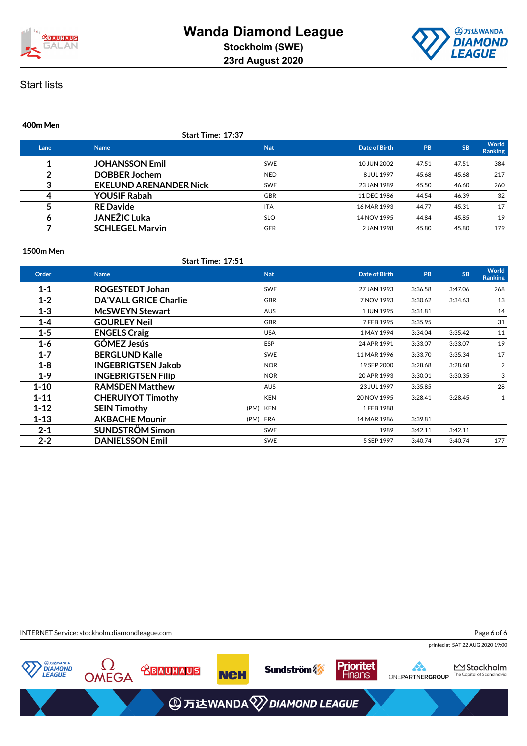# Wanda Diamond League

**Stockholm (SWE)**

**23rd August 2020**

## Start lists

### 400m Men

**Start Time: 17:37**

| Lane | Name | Nat | Date of Birth | PB | SB | World Ranking |
|---|---|---|---|---|---|---|
| 1 | JOHANSSON Emil | SWE | 10 JUN 2002 | 47.51 | 47.51 | 384 |
| 2 | DOBBER Jochem | NED | 8 JUL 1997 | 45.68 | 45.68 | 217 |
| 3 | EKELUND ARENANDER Nick | SWE | 23 JAN 1989 | 45.50 | 46.60 | 260 |
| 4 | YOUSIF Rabah | GBR | 11 DEC 1986 | 44.54 | 46.39 | 32 |
| 5 | RE Davide | ITA | 16 MAR 1993 | 44.77 | 45.31 | 17 |
| 6 | JANEŽIC Luka | SLO | 14 NOV 1995 | 44.84 | 45.85 | 19 |
| 7 | SCHLEGEL Marvin | GER | 2 JAN 1998 | 45.80 | 45.80 | 179 |

### 1500m Men

**Start Time: 17:51**

| Order | Name | Nat | Date of Birth | PB | SB | World Ranking |
|---|---|---|---|---|---|---|
| 1-1 | ROGESTEDT Johan | SWE | 27 JAN 1993 | 3:36.58 | 3:47.06 | 268 |
| 1-2 | DA'VALL GRICE Charlie | GBR | 7 NOV 1993 | 3:30.62 | 3:34.63 | 13 |
| 1-3 | McSWEYN Stewart | AUS | 1 JUN 1995 | 3:31.81 | | 14 |
| 1-4 | GOURLEY Neil | GBR | 7 FEB 1995 | 3:35.95 | | 31 |
| 1-5 | ENGELS Craig | USA | 1 MAY 1994 | 3:34.04 | 3:35.42 | 11 |
| 1-6 | GÓMEZ Jesús | ESP | 24 APR 1991 | 3:33.07 | 3:33.07 | 19 |
| 1-7 | BERGLUND Kalle | SWE | 11 MAR 1996 | 3:33.70 | 3:35.34 | 17 |
| 1-8 | INGEBRIGTSEN Jakob | NOR | 19 SEP 2000 | 3:28.68 | 3:28.68 | 2 |
| 1-9 | INGEBRIGTSEN Filip | NOR | 20 APR 1993 | 3:30.01 | 3:30.35 | 3 |
| 1-10 | RAMSDEN Matthew | AUS | 23 JUL 1997 | 3:35.85 | | 28 |
| 1-11 | CHERUIYOT Timothy | KEN | 20 NOV 1995 | 3:28.41 | 3:28.45 | 1 |
| 1-12 | SEIN Timothy | (PM) KEN | 1 FEB 1988 | | | |
| 1-13 | AKBACHE Mounir | (PM) FRA | 14 MAR 1986 | 3:39.81 | | |
| 2-1 | SUNDSTRÖM Simon | SWE | 1989 | 3:42.11 | 3:42.11 | |
| 2-2 | DANIELSSON Emil | SWE | 5 SEP 1997 | 3:40.74 | 3:40.74 | 177 |

INTERNET Service: stockholm.diamondleague.com

printed at SAT 22 AUG 2020 19:00